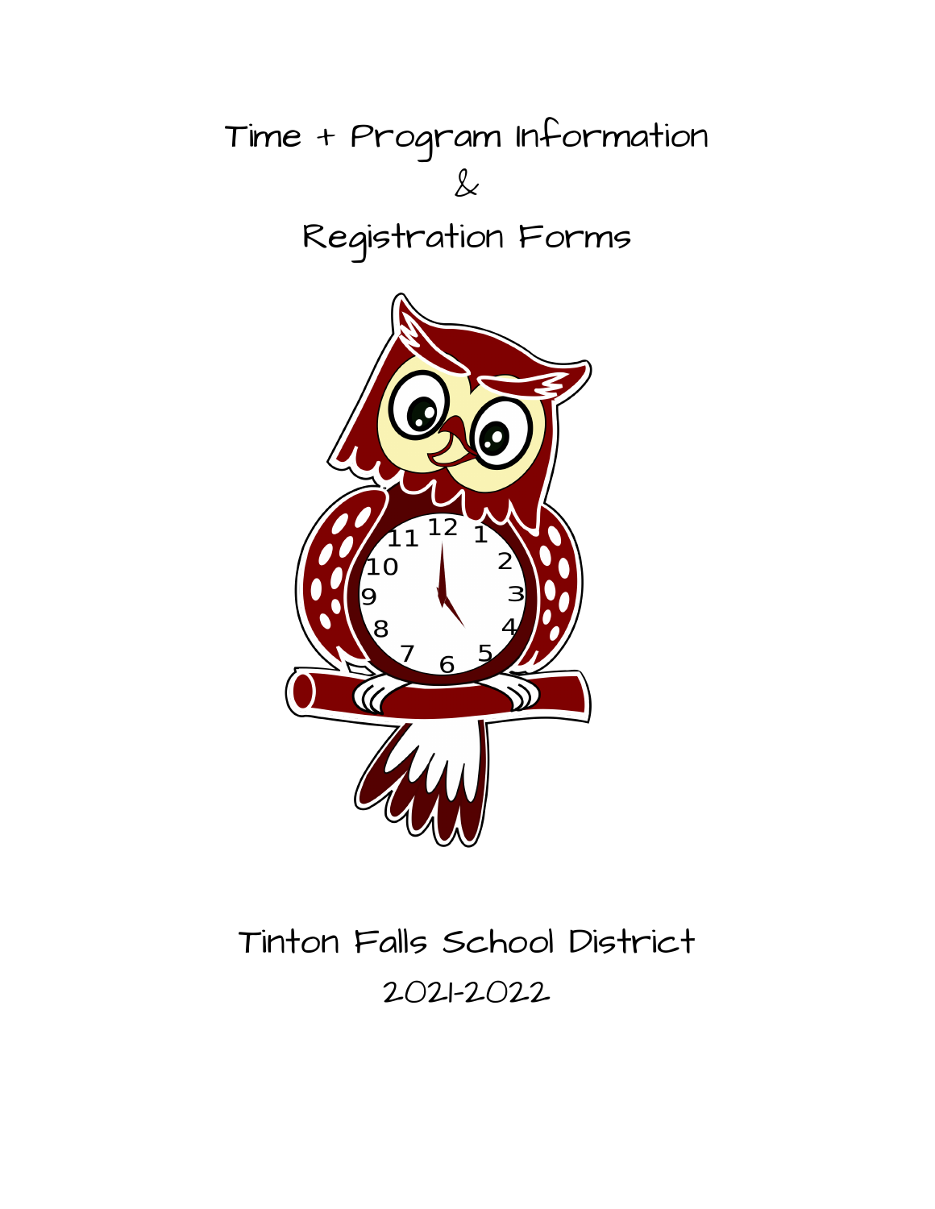# Time + Program Information

# &

# Registration Forms

## Tinton Falls School District

## 2021-2022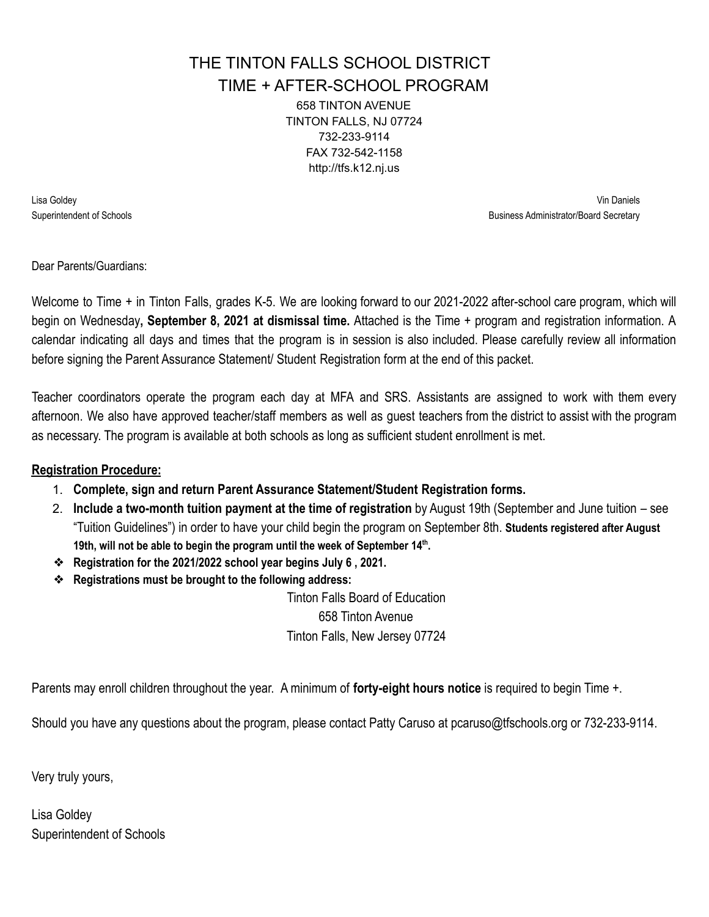# THE TINTON FALLS SCHOOL DISTRICT
## TIME + AFTER-SCHOOL PROGRAM

658 TINTON AVENUE
TINTON FALLS, NJ 07724
732-233-9114
FAX 732-542-1158
http://tfs.k12.nj.us

Lisa Goldey
Superintendent of Schools

Vin Daniels
Business Administrator/Board Secretary

Dear Parents/Guardians:

Welcome to Time + in Tinton Falls, grades K-5. We are looking forward to our 2021-2022 after-school care program, which will begin on Wednesday**, September 8, 2021 at dismissal time.** Attached is the Time + program and registration information. A calendar indicating all days and times that the program is in session is also included. Please carefully review all information before signing the Parent Assurance Statement/ Student Registration form at the end of this packet.

Teacher coordinators operate the program each day at MFA and SRS. Assistants are assigned to work with them every afternoon. We also have approved teacher/staff members as well as guest teachers from the district to assist with the program as necessary. The program is available at both schools as long as sufficient student enrollment is met.

**Registration Procedure:**

1. **Complete, sign and return Parent Assurance Statement/Student Registration forms.**
2. **Include a two-month tuition payment at the time of registration** by August 19th (September and June tuition – see "Tuition Guidelines") in order to have your child begin the program on September 8th. **Students registered after August 19th, will not be able to begin the program until the week of September 14th.**

- **Registration for the 2021/2022 school year begins July 6 , 2021.**
- **Registrations must be brought to the following address:**

Tinton Falls Board of Education
658 Tinton Avenue
Tinton Falls, New Jersey 07724

Parents may enroll children throughout the year. A minimum of **forty-eight hours notice** is required to begin Time +.

Should you have any questions about the program, please contact Patty Caruso at pcaruso@tfschools.org or 732-233-9114.

Very truly yours,

Lisa Goldey
Superintendent of Schools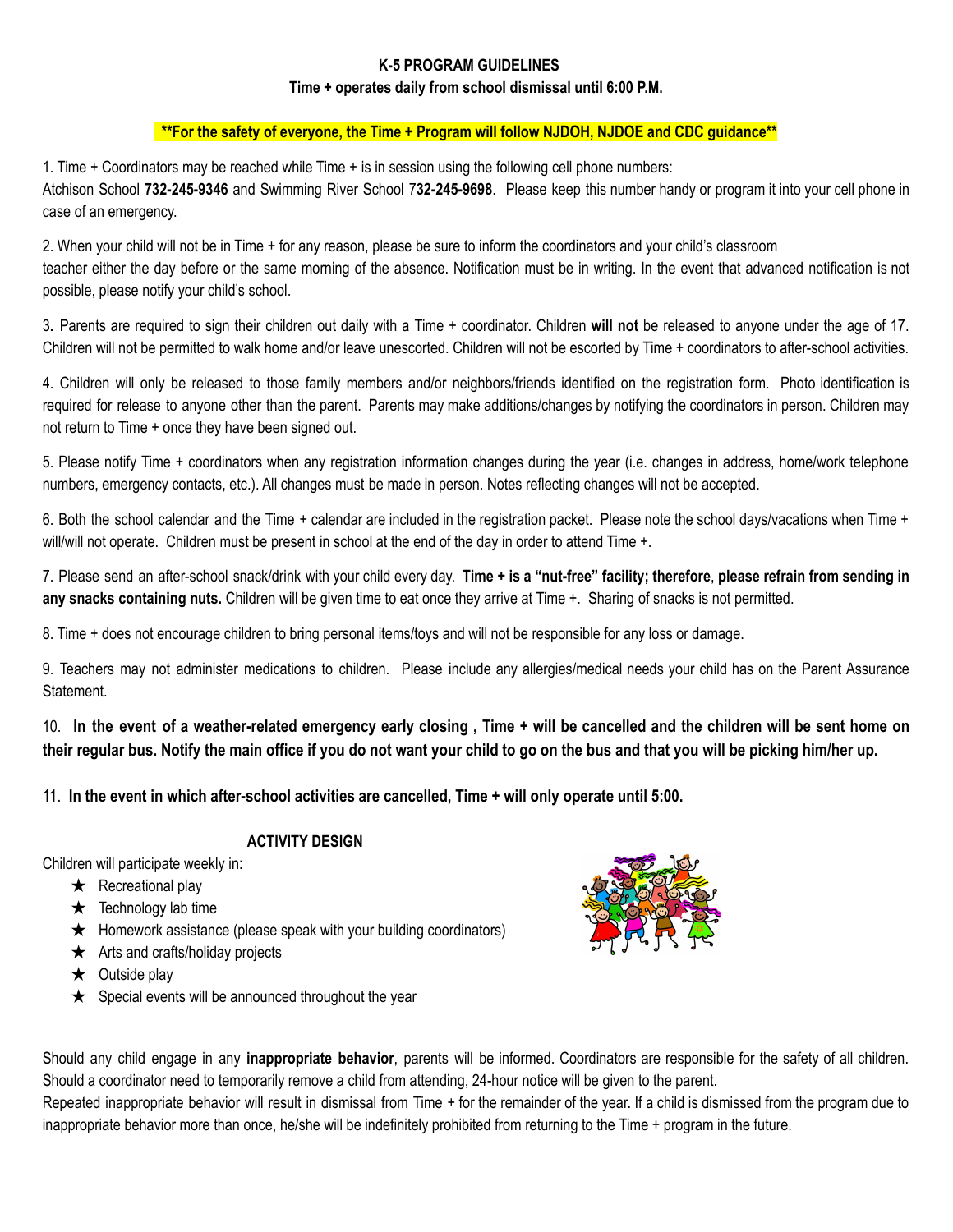# K-5 PROGRAM GUIDELINES

**Time + operates daily from school dismissal until 6:00 P.M.**

****For the safety of everyone, the Time + Program will follow NJDOH, NJDOE and CDC guidance****

1. Time + Coordinators may be reached while Time + is in session using the following cell phone numbers: Atchison School **732-245-9346** and Swimming River School 7**32-245-9698**. Please keep this number handy or program it into your cell phone in case of an emergency.

2. When your child will not be in Time + for any reason, please be sure to inform the coordinators and your child's classroom teacher either the day before or the same morning of the absence. Notification must be in writing. In the event that advanced notification is not possible, please notify your child's school.

3. Parents are required to sign their children out daily with a Time + coordinator. Children **will not** be released to anyone under the age of 17. Children will not be permitted to walk home and/or leave unescorted. Children will not be escorted by Time + coordinators to after-school activities.

4. Children will only be released to those family members and/or neighbors/friends identified on the registration form. Photo identification is required for release to anyone other than the parent. Parents may make additions/changes by notifying the coordinators in person. Children may not return to Time + once they have been signed out.

5. Please notify Time + coordinators when any registration information changes during the year (i.e. changes in address, home/work telephone numbers, emergency contacts, etc.). All changes must be made in person. Notes reflecting changes will not be accepted.

6. Both the school calendar and the Time + calendar are included in the registration packet. Please note the school days/vacations when Time + will/will not operate. Children must be present in school at the end of the day in order to attend Time +.

7. Please send an after-school snack/drink with your child every day. **Time + is a "nut-free" facility; therefore**, **please refrain from sending in any snacks containing nuts.** Children will be given time to eat once they arrive at Time +. Sharing of snacks is not permitted.

8. Time + does not encourage children to bring personal items/toys and will not be responsible for any loss or damage.

9. Teachers may not administer medications to children. Please include any allergies/medical needs your child has on the Parent Assurance Statement.

10. **In the event of a weather-related emergency early closing , Time + will be cancelled and the children will be sent home on their regular bus. Notify the main office if you do not want your child to go on the bus and that you will be picking him/her up.**

11. **In the event in which after-school activities are cancelled, Time + will only operate until 5:00.**

## ACTIVITY DESIGN

Children will participate weekly in:

- ★ Recreational play
- ★ Technology lab time
- ★ Homework assistance (please speak with your building coordinators)
- ★ Arts and crafts/holiday projects
- ★ Outside play
- ★ Special events will be announced throughout the year

Should any child engage in any **inappropriate behavior**, parents will be informed. Coordinators are responsible for the safety of all children. Should a coordinator need to temporarily remove a child from attending, 24-hour notice will be given to the parent.

Repeated inappropriate behavior will result in dismissal from Time + for the remainder of the year. If a child is dismissed from the program due to inappropriate behavior more than once, he/she will be indefinitely prohibited from returning to the Time + program in the future.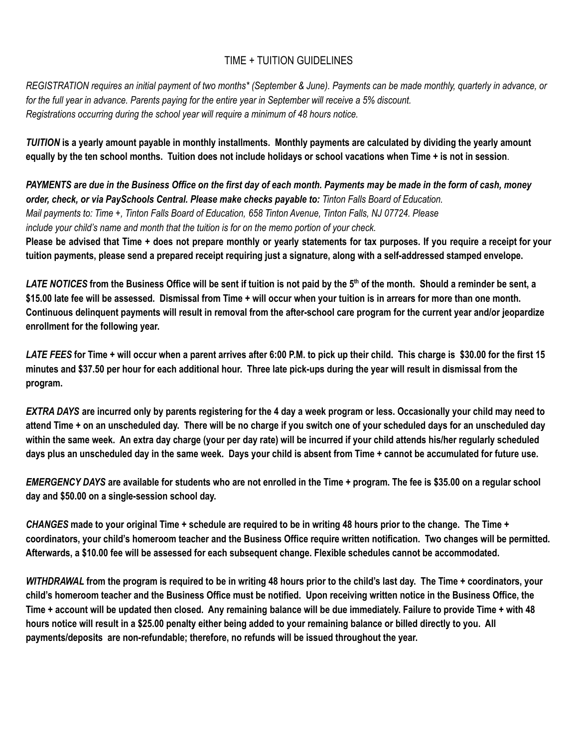# TIME + TUITION GUIDELINES

*REGISTRATION requires an initial payment of two months\* (September & June). Payments can be made monthly, quarterly in advance, or for the full year in advance. Parents paying for the entire year in September will receive a 5% discount. Registrations occurring during the school year will require a minimum of 48 hours notice.*

***TUITION*** **is a yearly amount payable in monthly installments. Monthly payments are calculated by dividing the yearly amount equally by the ten school months. Tuition does not include holidays or school vacations when Time + is not in session**.

***PAYMENTS are due in the Business Office on the first day of each month. Payments may be made in the form of cash, money order, check, or via PaySchools Central. Please make checks payable to:*** *Tinton Falls Board of Education. Mail payments to: Time +, Tinton Falls Board of Education, 658 Tinton Avenue, Tinton Falls, NJ 07724. Please include your child's name and month that the tuition is for on the memo portion of your check.*

**Please be advised that Time + does not prepare monthly or yearly statements for tax purposes. If you require a receipt for your tuition payments, please send a prepared receipt requiring just a signature, along with a self-addressed stamped envelope.**

***LATE NOTICES*** **from the Business Office will be sent if tuition is not paid by the 5th of the month. Should a reminder be sent, a $15.00 late fee will be assessed. Dismissal from Time + will occur when your tuition is in arrears for more than one month. Continuous delinquent payments will result in removal from the after-school care program for the current year and/or jeopardize enrollment for the following year.**

***LATE FEES*** **for Time + will occur when a parent arrives after 6:00 P.M. to pick up their child. This charge is $30.00 for the first 15 minutes and $37.50 per hour for each additional hour. Three late pick-ups during the year will result in dismissal from the program.**

***EXTRA DAYS*** **are incurred only by parents registering for the 4 day a week program or less. Occasionally your child may need to attend Time + on an unscheduled day. There will be no charge if you switch one of your scheduled days for an unscheduled day within the same week. An extra day charge (your per day rate) will be incurred if your child attends his/her regularly scheduled days plus an unscheduled day in the same week. Days your child is absent from Time + cannot be accumulated for future use.**

***EMERGENCY DAYS*** **are available for students who are not enrolled in the Time + program. The fee is $35.00 on a regular school day and $50.00 on a single-session school day.**

***CHANGES*** **made to your original Time + schedule are required to be in writing 48 hours prior to the change. The Time + coordinators, your child's homeroom teacher and the Business Office require written notification. Two changes will be permitted. Afterwards, a $10.00 fee will be assessed for each subsequent change. Flexible schedules cannot be accommodated.**

***WITHDRAWAL*** **from the program is required to be in writing 48 hours prior to the child's last day. The Time + coordinators, your child's homeroom teacher and the Business Office must be notified. Upon receiving written notice in the Business Office, the Time + account will be updated then closed. Any remaining balance will be due immediately. Failure to provide Time + with 48 hours notice will result in a $25.00 penalty either being added to your remaining balance or billed directly to you. All payments/deposits are non-refundable; therefore, no refunds will be issued throughout the year.**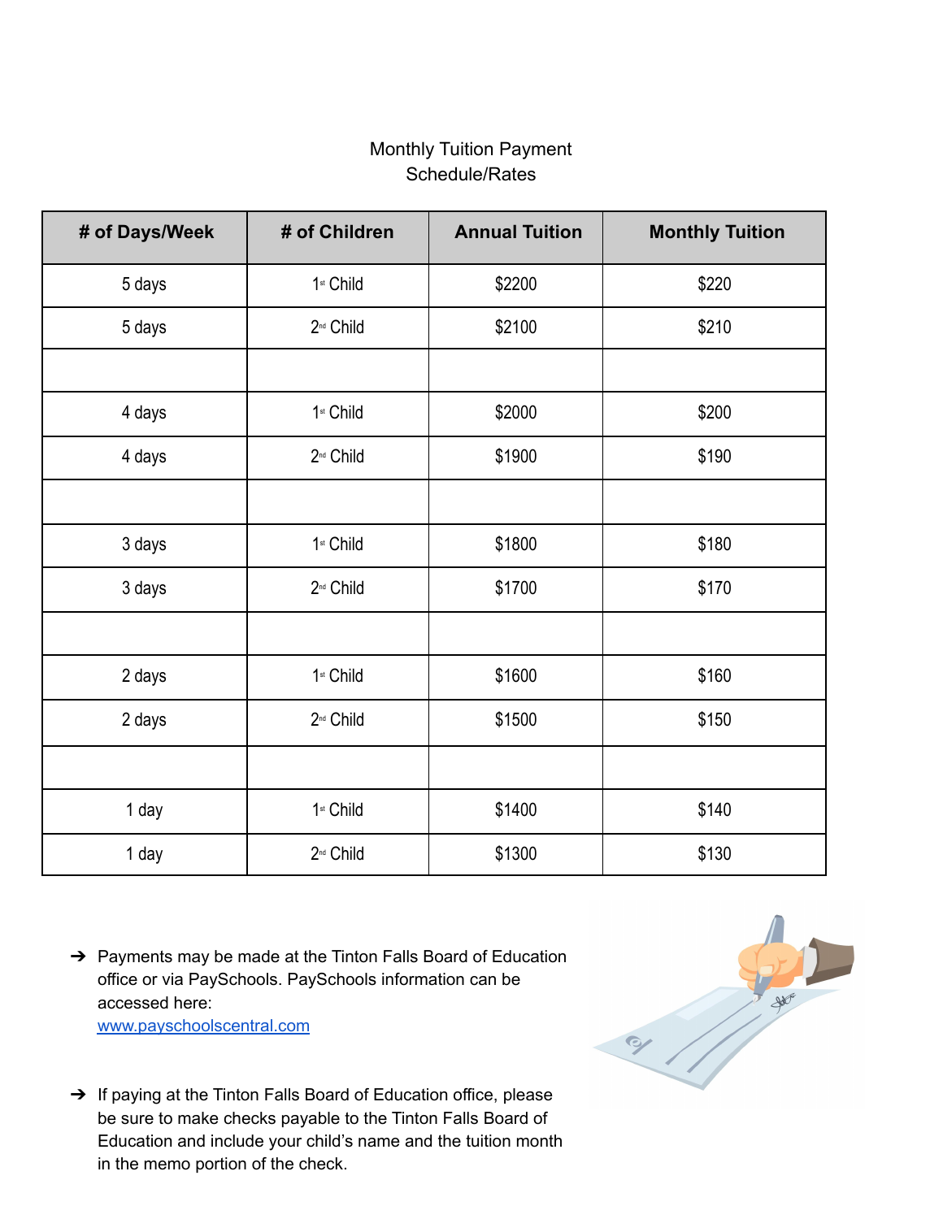Monthly Tuition Payment
Schedule/Rates

| # of Days/Week | # of Children | Annual Tuition | Monthly Tuition |
|---|---|---|---|
| 5 days | 1st Child | $2200 | $220 |
| 5 days | 2nd Child | $2100 | $210 |
| | | | |
| 4 days | 1st Child | $2000 | $200 |
| 4 days | 2nd Child | $1900 | $190 |
| | | | |
| 3 days | 1st Child | $1800 | $180 |
| 3 days | 2nd Child | $1700 | $170 |
| | | | |
| 2 days | 1st Child | $1600 | $160 |
| 2 days | 2nd Child | $1500 | $150 |
| | | | |
| 1 day | 1st Child | $1400 | $140 |
| 1 day | 2nd Child | $1300 | $130 |

- ➔ Payments may be made at the Tinton Falls Board of Education office or via PaySchools. PaySchools information can be accessed here: [www.payschoolscentral.com](http://www.payschoolscentral.com)

- ➔ If paying at the Tinton Falls Board of Education office, please be sure to make checks payable to the Tinton Falls Board of Education and include your child's name and the tuition month in the memo portion of the check.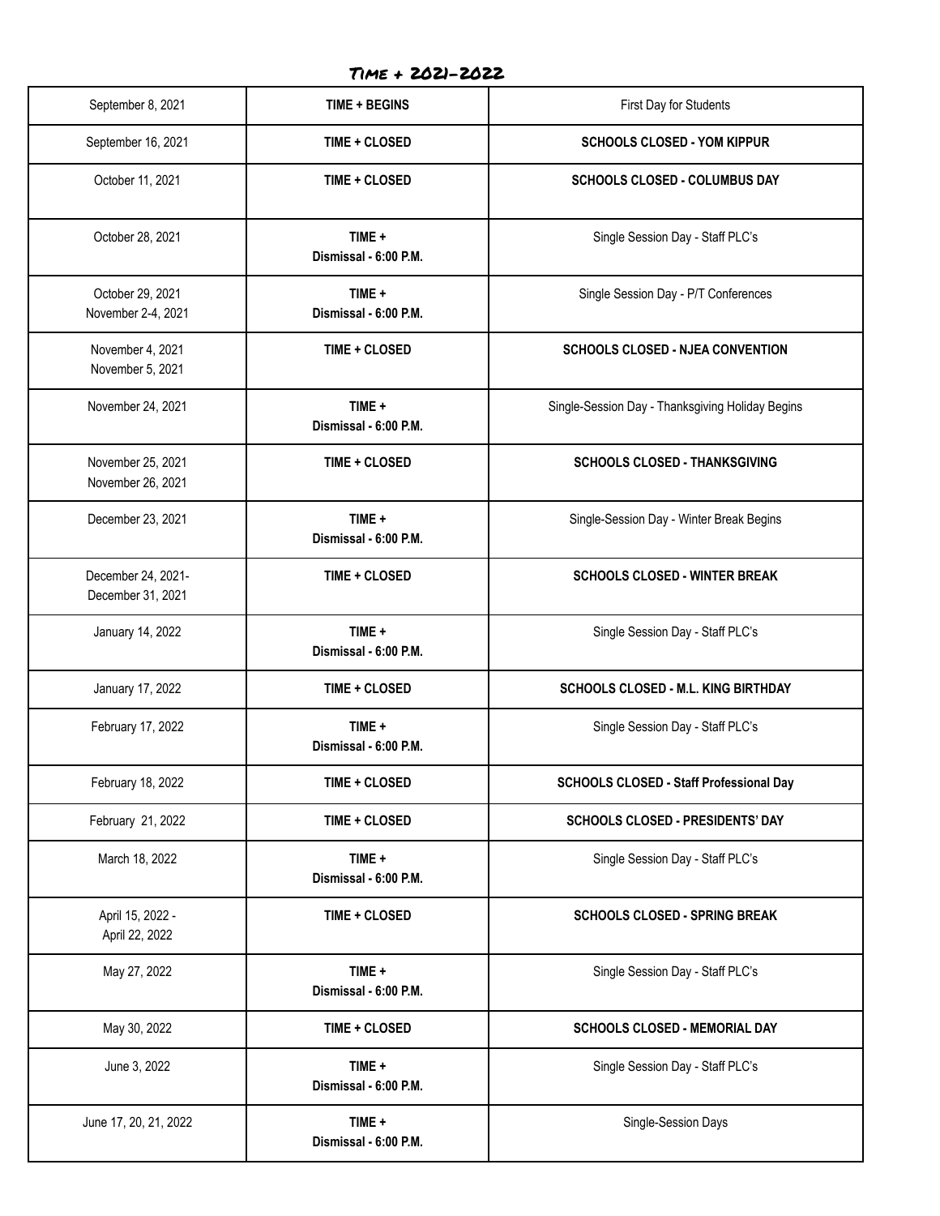# Time + 2021-2022

| September 8, 2021 | **TIME + BEGINS** | First Day for Students |
|---|---|---|
| September 16, 2021 | **TIME + CLOSED** | **SCHOOLS CLOSED - YOM KIPPUR** |
| October 11, 2021 | **TIME + CLOSED** | **SCHOOLS CLOSED - COLUMBUS DAY** |
| October 28, 2021 | **TIME + Dismissal - 6:00 P.M.** | Single Session Day - Staff PLC's |
| October 29, 2021 November 2-4, 2021 | **TIME + Dismissal - 6:00 P.M.** | Single Session Day - P/T Conferences |
| November 4, 2021 November 5, 2021 | **TIME + CLOSED** | **SCHOOLS CLOSED - NJEA CONVENTION** |
| November 24, 2021 | **TIME + Dismissal - 6:00 P.M.** | Single-Session Day - Thanksgiving Holiday Begins |
| November 25, 2021 November 26, 2021 | **TIME + CLOSED** | **SCHOOLS CLOSED - THANKSGIVING** |
| December 23, 2021 | **TIME + Dismissal - 6:00 P.M.** | Single-Session Day - Winter Break Begins |
| December 24, 2021- December 31, 2021 | **TIME + CLOSED** | **SCHOOLS CLOSED - WINTER BREAK** |
| January 14, 2022 | **TIME + Dismissal - 6:00 P.M.** | Single Session Day - Staff PLC's |
| January 17, 2022 | **TIME + CLOSED** | **SCHOOLS CLOSED - M.L. KING BIRTHDAY** |
| February 17, 2022 | **TIME + Dismissal - 6:00 P.M.** | Single Session Day - Staff PLC's |
| February 18, 2022 | **TIME + CLOSED** | **SCHOOLS CLOSED - Staff Professional Day** |
| February 21, 2022 | **TIME + CLOSED** | **SCHOOLS CLOSED - PRESIDENTS' DAY** |
| March 18, 2022 | **TIME + Dismissal - 6:00 P.M.** | Single Session Day - Staff PLC's |
| April 15, 2022 - April 22, 2022 | **TIME + CLOSED** | **SCHOOLS CLOSED - SPRING BREAK** |
| May 27, 2022 | **TIME + Dismissal - 6:00 P.M.** | Single Session Day - Staff PLC's |
| May 30, 2022 | **TIME + CLOSED** | **SCHOOLS CLOSED - MEMORIAL DAY** |
| June 3, 2022 | **TIME + Dismissal - 6:00 P.M.** | Single Session Day - Staff PLC's |
| June 17, 20, 21, 2022 | **TIME + Dismissal - 6:00 P.M.** | Single-Session Days |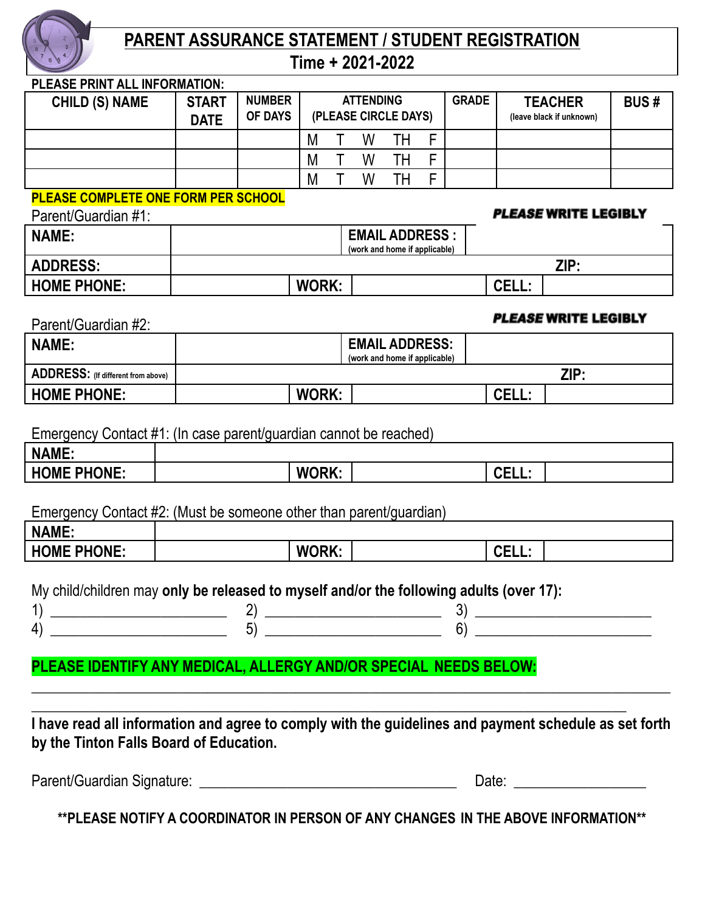# PARENT ASSURANCE STATEMENT / STUDENT REGISTRATION

## Time + 2021-2022

**PLEASE PRINT ALL INFORMATION:**

| CHILD (S) NAME | START DATE | NUMBER OF DAYS | ATTENDING (PLEASE CIRCLE DAYS) | GRADE | TEACHER (leave black if unknown) | BUS # |
|---|---|---|---|---|---|---|
| | | | M T W TH F | | | |
| | | | M T W TH F | | | |
| | | | M T W TH F | | | |

**PLEASE COMPLETE ONE FORM PER SCHOOL**

Parent/Guardian #1: ***PLEASE WRITE LEGIBLY***

| NAME: | | EMAIL ADDRESS : (work and home if applicable) | | | |
|---|---|---|---|---|---|
| ADDRESS: | | | | ZIP: | |
| HOME PHONE: | | WORK: | | CELL: | |

Parent/Guardian #2: ***PLEASE WRITE LEGIBLY***

| NAME: | | EMAIL ADDRESS: (work and home if applicable) | | | |
|---|---|---|---|---|---|
| ADDRESS: (If different from above) | | | | ZIP: | |
| HOME PHONE: | | WORK: | | CELL: | |

Emergency Contact #1: (In case parent/guardian cannot be reached)

| NAME: | | | | | |
|---|---|---|---|---|---|
| HOME PHONE: | | WORK: | | CELL: | |

Emergency Contact #2: (Must be someone other than parent/guardian)

| NAME: | | | | | |
|---|---|---|---|---|---|
| HOME PHONE: | | WORK: | | CELL: | |

My child/children may **only be released to myself and/or the following adults (over 17):**

1) ______________________ 2) ______________________ 3) ______________________

4) ______________________ 5) ______________________ 6) ______________________

**PLEASE IDENTIFY ANY MEDICAL, ALLERGY AND/OR SPECIAL NEEDS BELOW:**

_______________________________________________________________________________

_______________________________________________________________________________

**I have read all information and agree to comply with the guidelines and payment schedule as set forth by the Tinton Falls Board of Education.**

Parent/Guardian Signature: ________________________________ Date: ________________

**\*\*PLEASE NOTIFY A COORDINATOR IN PERSON OF ANY CHANGES IN THE ABOVE INFORMATION\*\***